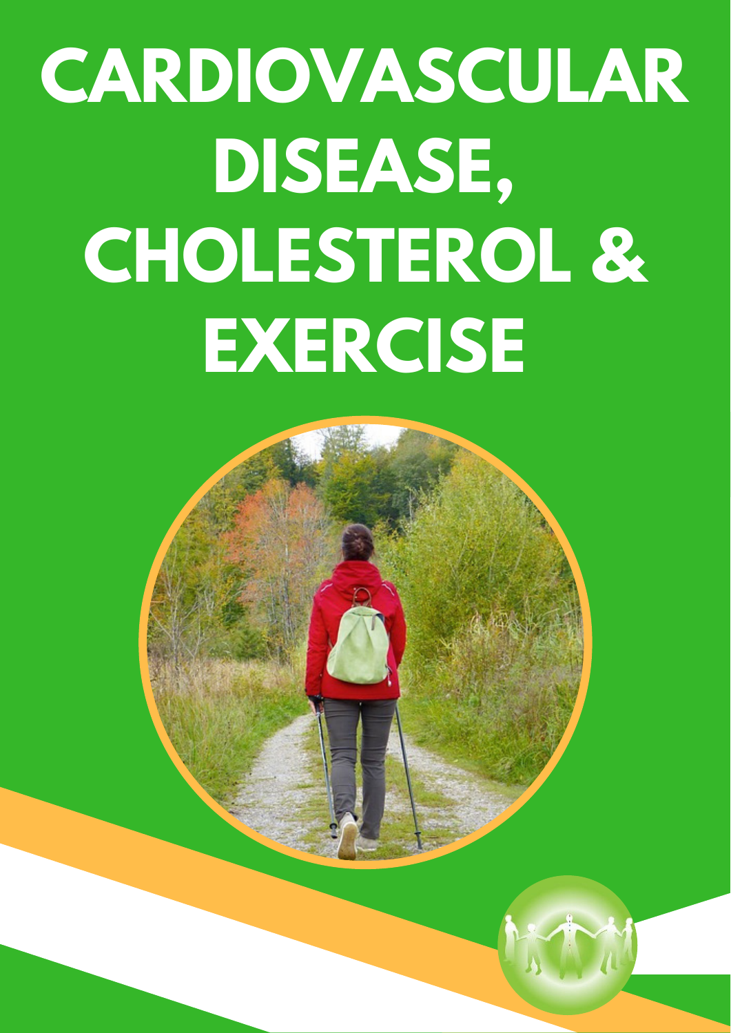# CARDIOVASCULAR DISEASE, CHOLESTEROL & EXERCISE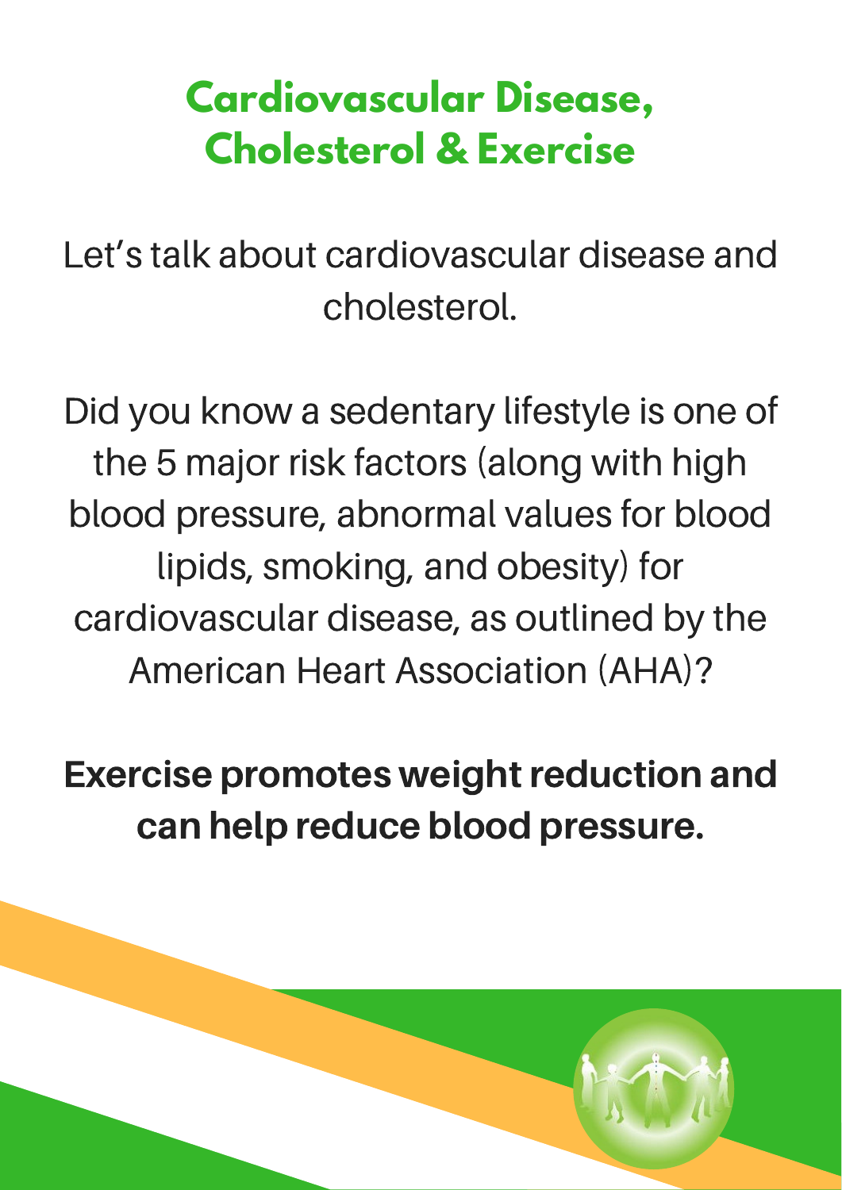# Cardiovascular Disease, Cholesterol & Exercise

Let's talk about cardiovascular disease and cholesterol.

Did you know a sedentary lifestyle is one of the 5 major risk factors (along with high blood pressure, abnormal values for blood lipids, smoking, and obesity) for cardiovascular disease, as outlined by the American Heart Association (AHA)?

**Exercise promotes weight reduction and can help reduce blood pressure.**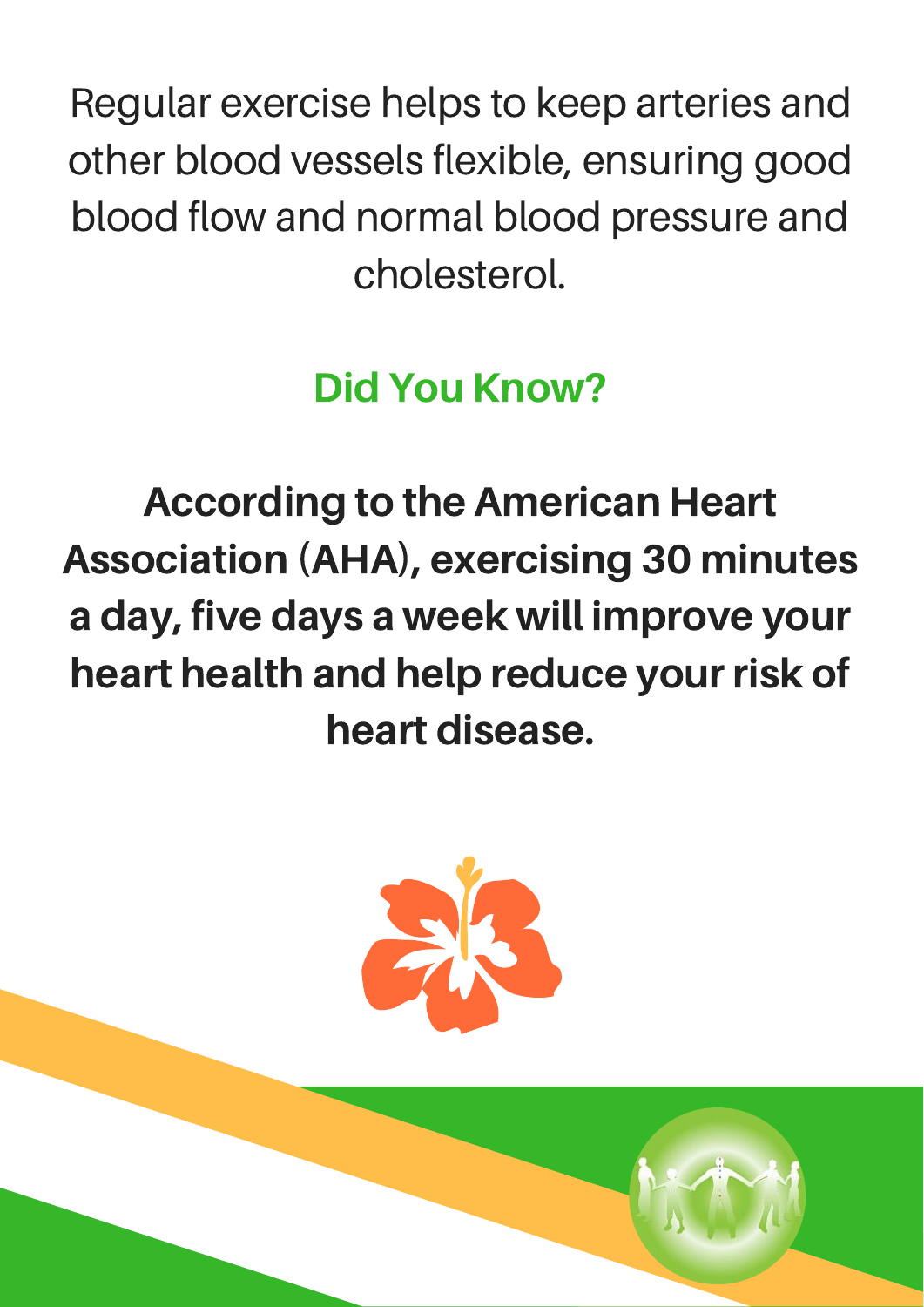Regular exercise helps to keep arteries and other blood vessels flexible, ensuring good blood flow and normal blood pressure and cholesterol.

## Did You Know?

**According to the American Heart Association (AHA), exercising 30 minutes a day, five days a week will improve your heart health and help reduce your risk of heart disease.**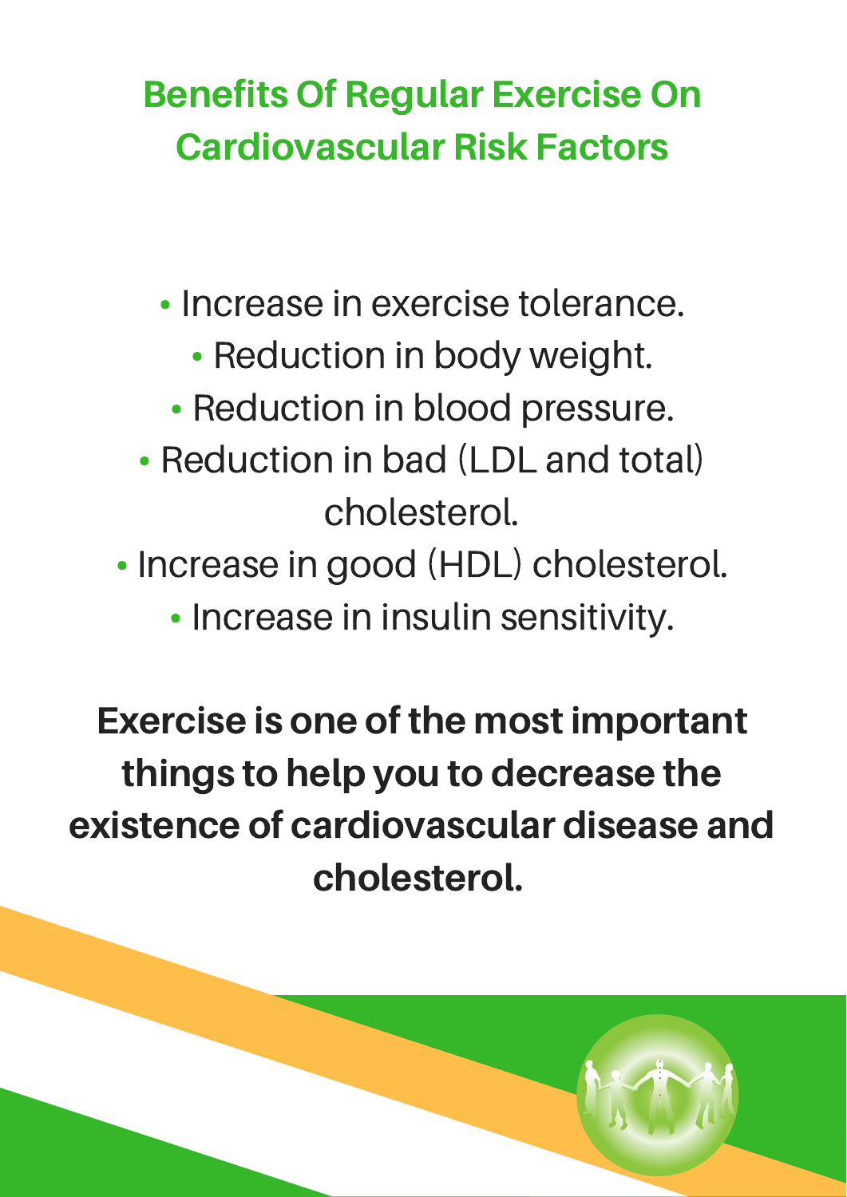## Benefits Of Regular Exercise On Cardiovascular Risk Factors

- Increase in exercise tolerance.
- Reduction in body weight.
- Reduction in blood pressure.
- Reduction in bad (LDL and total) cholesterol.
- Increase in good (HDL) cholesterol.
- Increase in insulin sensitivity.

**Exercise is one of the most important things to help you to decrease the existence of cardiovascular disease and cholesterol.**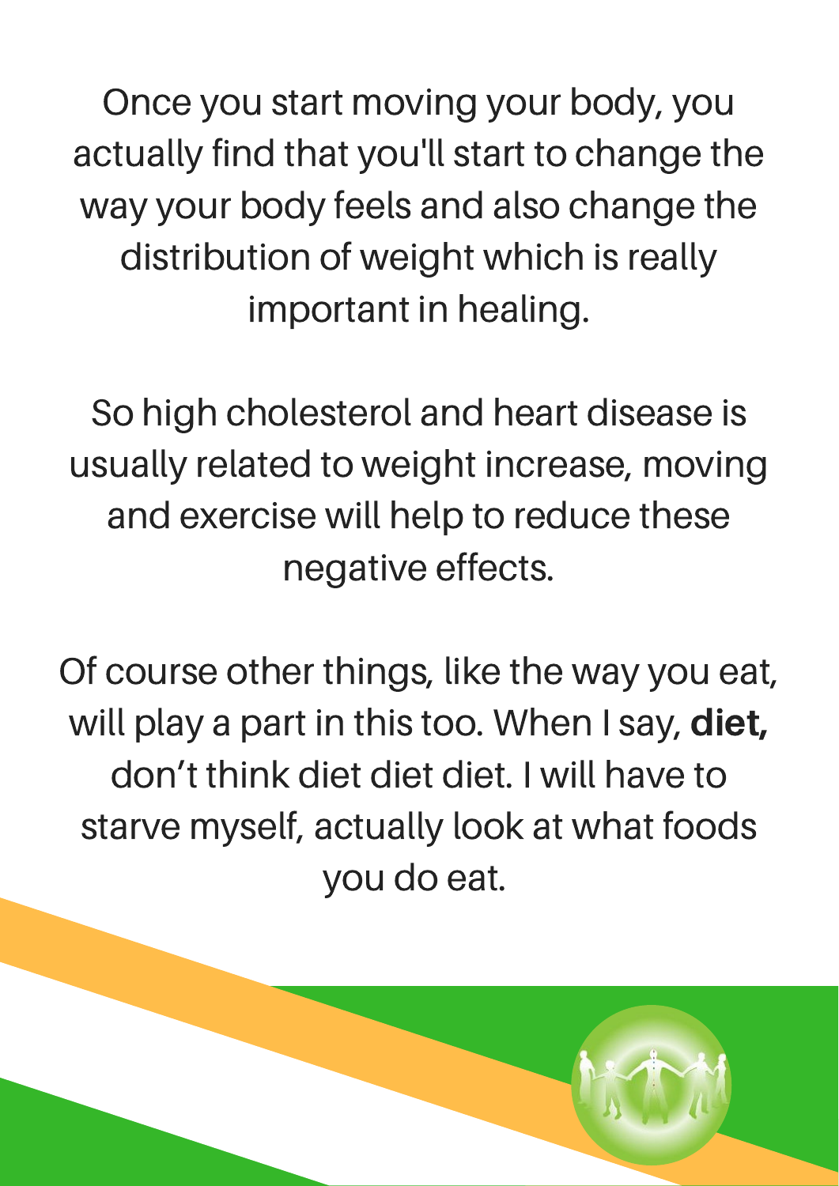Once you start moving your body, you actually find that you'll start to change the way your body feels and also change the distribution of weight which is really important in healing.

So high cholesterol and heart disease is usually related to weight increase, moving and exercise will help to reduce these negative effects.

Of course other things, like the way you eat, will play a part in this too. When I say, **diet,** don't think diet diet diet. I will have to starve myself, actually look at what foods you do eat.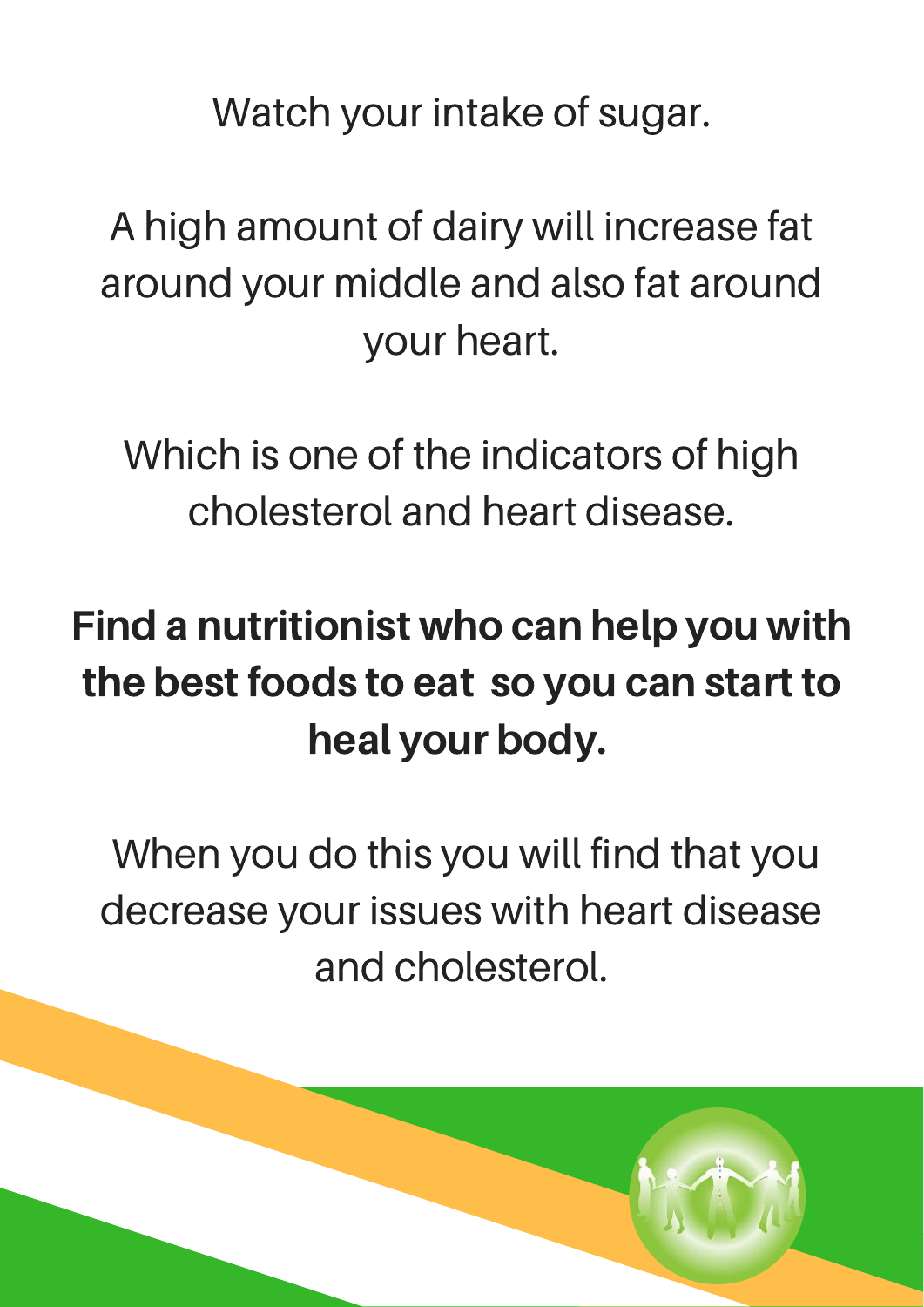Watch your intake of sugar.

A high amount of dairy will increase fat around your middle and also fat around your heart.

Which is one of the indicators of high cholesterol and heart disease.

**Find a nutritionist who can help you with the best foods to eat so you can start to heal your body.**

When you do this you will find that you decrease your issues with heart disease and cholesterol.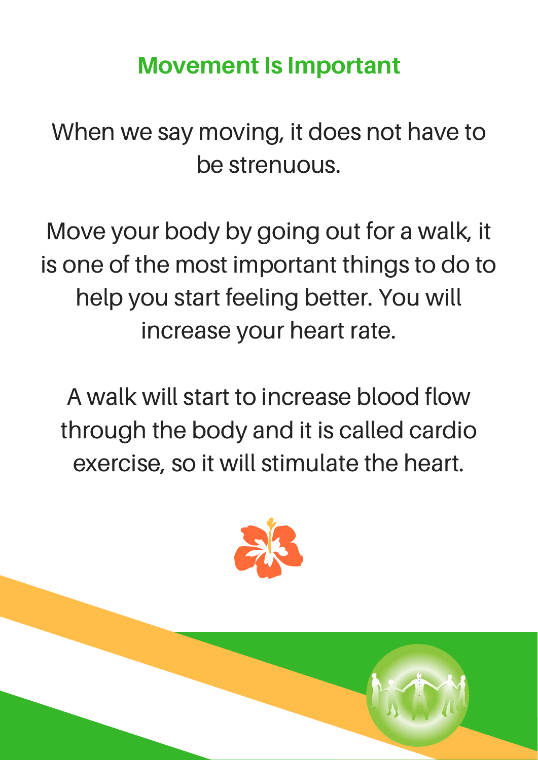## Movement Is Important

When we say moving, it does not have to be strenuous.

Move your body by going out for a walk, it is one of the most important things to do to help you start feeling better. You will increase your heart rate.

A walk will start to increase blood flow through the body and it is called cardio exercise, so it will stimulate the heart.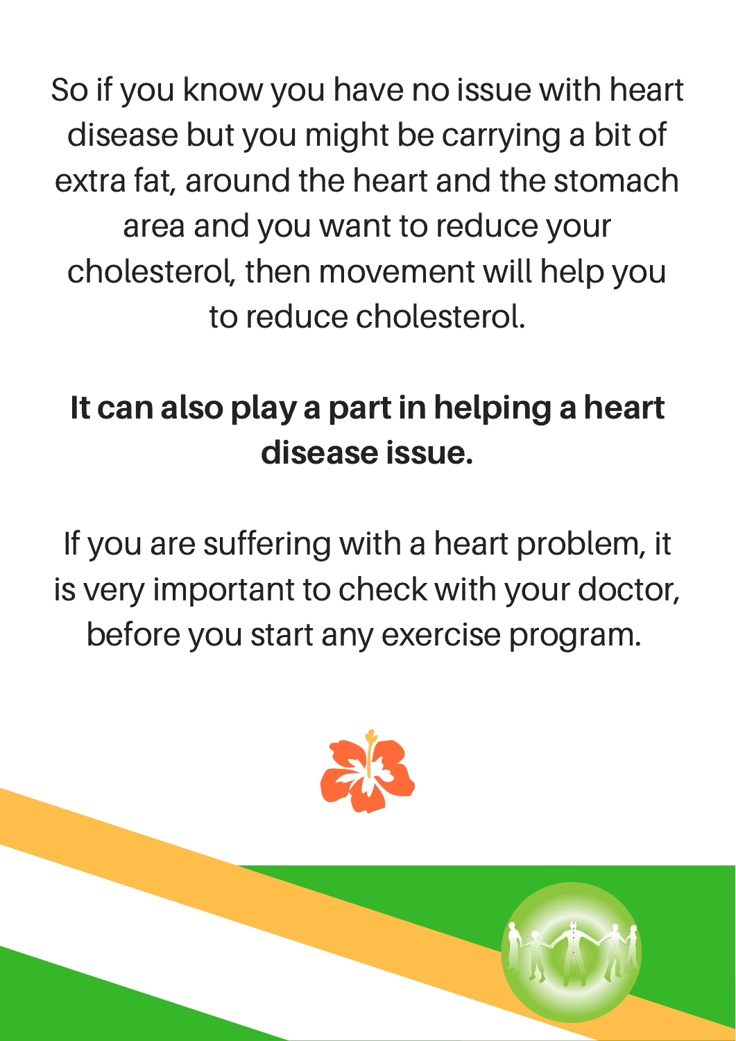So if you know you have no issue with heart disease but you might be carrying a bit of extra fat, around the heart and the stomach area and you want to reduce your cholesterol, then movement will help you to reduce cholesterol.

**It can also play a part in helping a heart disease issue.**

If you are suffering with a heart problem, it is very important to check with your doctor, before you start any exercise program.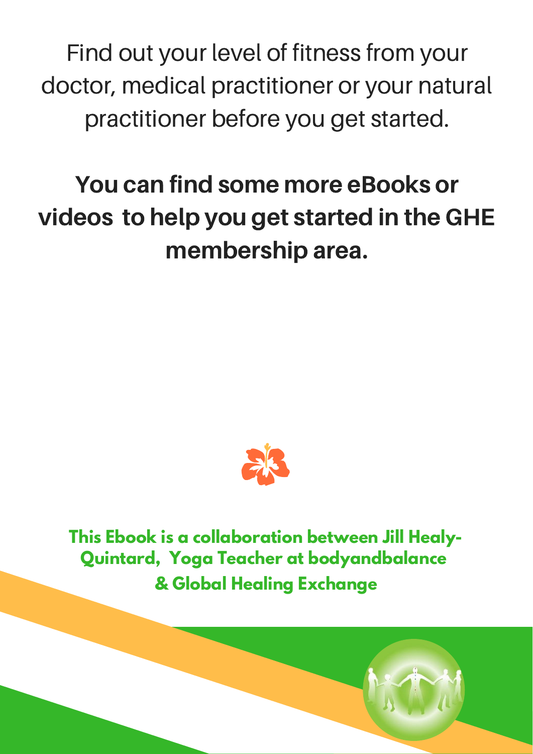Find out your level of fitness from your doctor, medical practitioner or your natural practitioner before you get started.

**You can find some more eBooks or videos to help you get started in the GHE membership area.**

**This Ebook is a collaboration between Jill Healy-Quintard, Yoga Teacher at bodyandbalance & Global Healing Exchange**